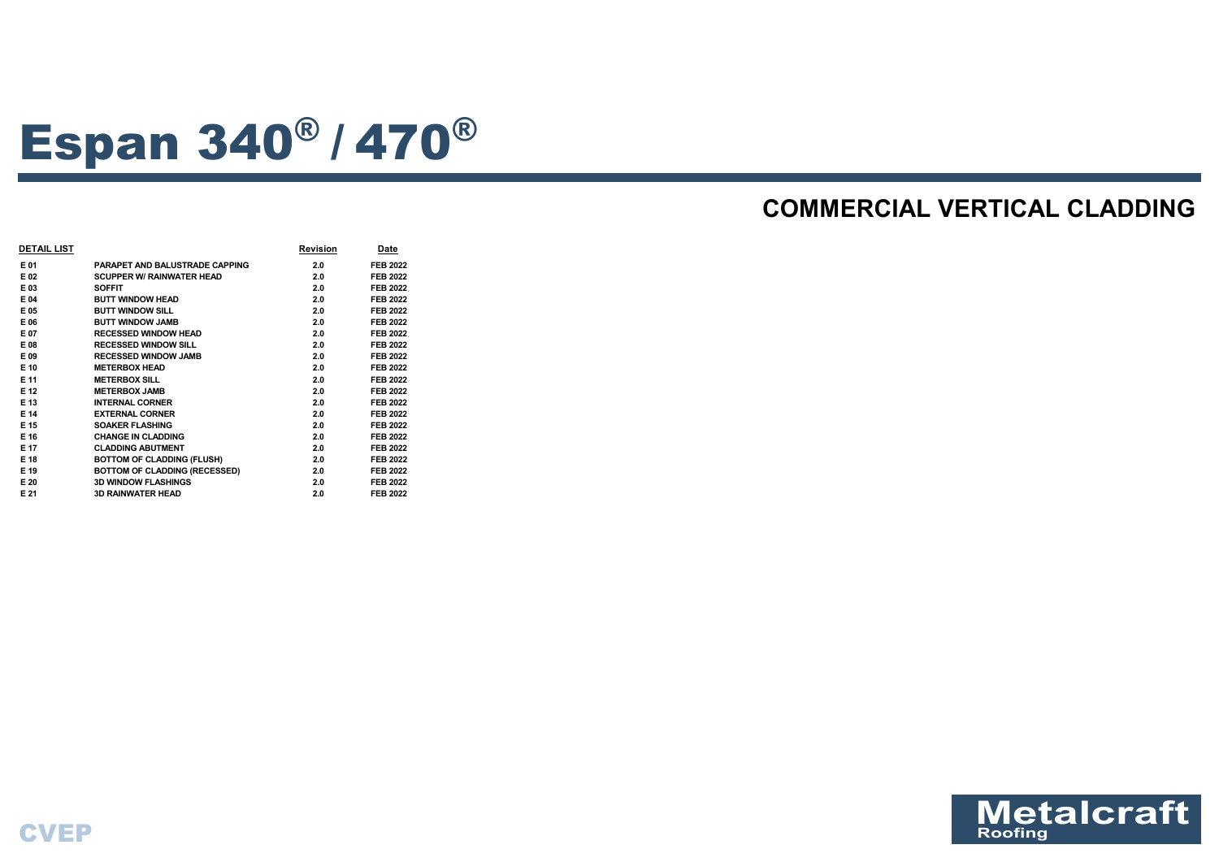# Espan 340® / 470®

## COMMERCIAL VERTICAL CLADDING

| DETAIL LIST | | Revision | Date |
|---|---|---|---|
| E 01 | PARAPET AND BALUSTRADE CAPPING | 2.0 | FEB 2022 |
| E 02 | SCUPPER W/ RAINWATER HEAD | 2.0 | FEB 2022 |
| E 03 | SOFFIT | 2.0 | FEB 2022 |
| E 04 | BUTT WINDOW HEAD | 2.0 | FEB 2022 |
| E 05 | BUTT WINDOW SILL | 2.0 | FEB 2022 |
| E 06 | BUTT WINDOW JAMB | 2.0 | FEB 2022 |
| E 07 | RECESSED WINDOW HEAD | 2.0 | FEB 2022 |
| E 08 | RECESSED WINDOW SILL | 2.0 | FEB 2022 |
| E 09 | RECESSED WINDOW JAMB | 2.0 | FEB 2022 |
| E 10 | METERBOX HEAD | 2.0 | FEB 2022 |
| E 11 | METERBOX SILL | 2.0 | FEB 2022 |
| E 12 | METERBOX JAMB | 2.0 | FEB 2022 |
| E 13 | INTERNAL CORNER | 2.0 | FEB 2022 |
| E 14 | EXTERNAL CORNER | 2.0 | FEB 2022 |
| E 15 | SOAKER FLASHING | 2.0 | FEB 2022 |
| E 16 | CHANGE IN CLADDING | 2.0 | FEB 2022 |
| E 17 | CLADDING ABUTMENT | 2.0 | FEB 2022 |
| E 18 | BOTTOM OF CLADDING (FLUSH) | 2.0 | FEB 2022 |
| E 19 | BOTTOM OF CLADDING (RECESSED) | 2.0 | FEB 2022 |
| E 20 | 3D WINDOW FLASHINGS | 2.0 | FEB 2022 |
| E 21 | 3D RAINWATER HEAD | 2.0 | FEB 2022 |

CVEP

Metalcraft Roofing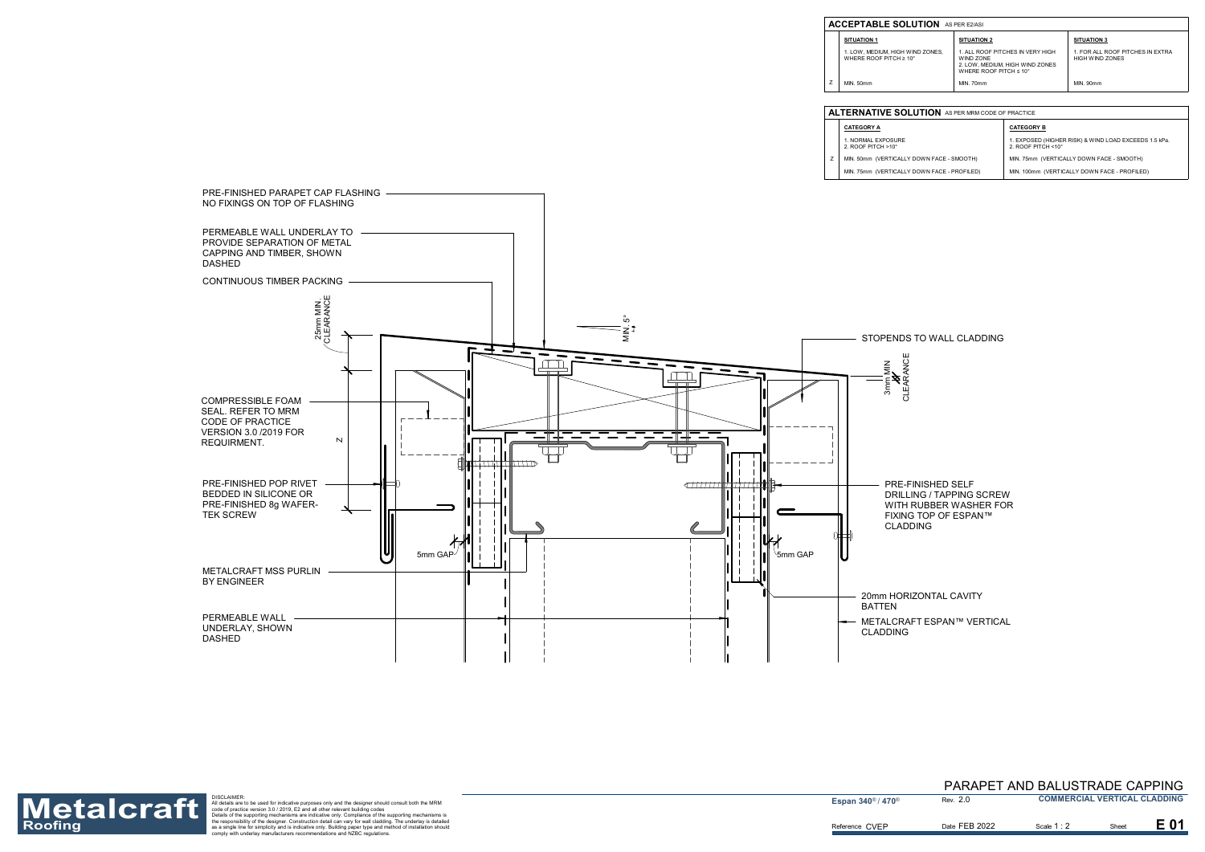| ACCEPTABLE SOLUTION AS PER E2/ASI | | | |
|---|---|---|---|
| | **SITUATION 1** | **SITUATION 2** | **SITUATION 3** |
| | 1. LOW, MEDIUM, HIGH WIND ZONES, WHERE ROOF PITCH ≥ 10° | 1. ALL ROOF PITCHES IN VERY HIGH WIND ZONE 2. LOW, MEDIUM, HIGH WIND ZONES WHERE ROOF PITCH ≤ 10° | 1. FOR ALL ROOF PITCHES IN EXTRA HIGH WIND ZONES |
| Z | MIN. 50mm | MIN. 70mm | MIN. 90mm |

| ALTERNATIVE SOLUTION AS PER MRM CODE OF PRACTICE | | |
|---|---|---|
| | **CATEGORY A** | **CATEGORY B** |
| | 1. NORMAL EXPOSURE 2. ROOF PITCH >10° | 1. EXPOSED (HIGHER RISK) & WIND LOAD EXCEEDS 1.5 kPa. 2. ROOF PITCH <10° |
| Z | MIN. 50mm (VERTICALLY DOWN FACE - SMOOTH) | MIN. 75mm (VERTICALLY DOWN FACE - SMOOTH) |
| | MIN. 75mm (VERTICALLY DOWN FACE - PROFILED) | MIN. 100mm (VERTICALLY DOWN FACE - PROFILED) |

PRE-FINISHED PARAPET CAP FLASHING NO FIXINGS ON TOP OF FLASHING

PERMEABLE WALL UNDERLAY TO PROVIDE SEPARATION OF METAL CAPPING AND TIMBER, SHOWN DASHED

CONTINUOUS TIMBER PACKING

25mm MIN. CLEARANCE

MIN. 5°

STOPENDS TO WALL CLADDING

3mm MIN CLEARANCE

COMPRESSIBLE FOAM SEAL. REFER TO MRM CODE OF PRACTICE VERSION 3.0 /2019 FOR REQUIRMENT.

Z

PRE-FINISHED POP RIVET BEDDED IN SILICONE OR PRE-FINISHED 8g WAFER-TEK SCREW

PRE-FINISHED SELF DRILLING / TAPPING SCREW WITH RUBBER WASHER FOR FIXING TOP OF ESPAN™ CLADDING

5mm GAP

5mm GAP

METALCRAFT MSS PURLIN BY ENGINEER

20mm HORIZONTAL CAVITY BATTEN

PERMEABLE WALL UNDERLAY, SHOWN DASHED

METALCRAFT ESPAN™ VERTICAL CLADDING

**Metalcraft Roofing**

DISCLAIMER:
All details are to be used for indicative purposes only and the designer should consult both the MRM code of practice version 3.0 / 2019, E2 and all other relevant building codes
Details of the supporting mechanisms are indicative only. Compliance of the supporting mechanisms is the responsibility of the designer. Construction detail can vary for wall cladding. The underlay is detailed as a single line for simplicity and is indicative only. Building paper type and method of installation should comply with underlay manufacturers recommendations and NZBC regulations.

PARAPET AND BALUSTRADE CAPPING

Espan 340® / 470® | Rev. 2.0 | COMMERCIAL VERTICAL CLADDING

Reference CVEP | Date FEB 2022 | Scale 1 : 2 | Sheet E 01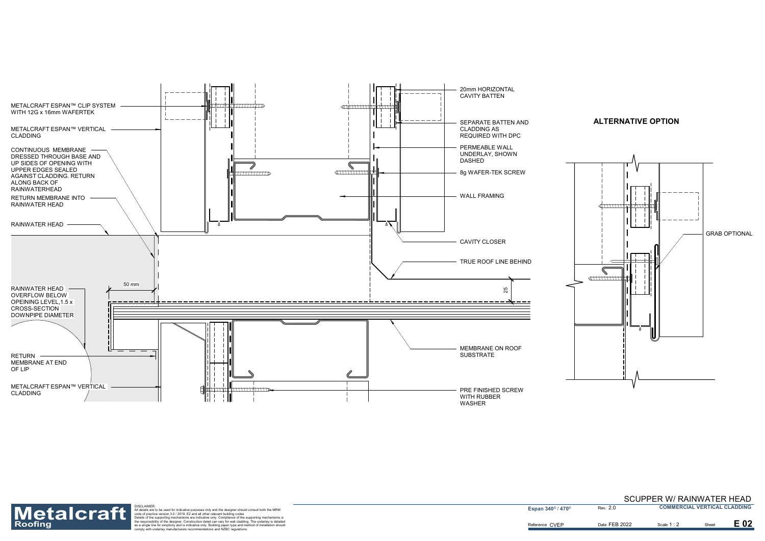METALCRAFT ESPAN™ CLIP SYSTEM WITH 12G x 16mm WAFERTEK

METALCRAFT ESPAN™ VERTICAL CLADDING

CONTINUOUS MEMBRANE DRESSED THROUGH BASE AND UP SIDES OF OPENING WITH UPPER EDGES SEALED AGAINST CLADDING. RETURN ALONG BACK OF RAINWATERHEAD

RETURN MEMBRANE INTO RAINWATER HEAD

RAINWATER HEAD

RAINWATER HEAD OVERFLOW BELOW OPEINING LEVEL,1.5 x CROSS-SECTION DOWNPIPE DIAMETER

50 mm

RETURN MEMBRANE AT END OF LIP

METALCRAFT ESPAN™ VERTICAL CLADDING

20mm HORIZONTAL CAVITY BATTEN

SEPARATE BATTEN AND CLADDING AS REQUIRED WITH DPC

PERMEABLE WALL UNDERLAY, SHOWN DASHED

8g WAFER-TEK SCREW

WALL FRAMING

CAVITY CLOSER

TRUE ROOF LINE BEHIND

25

MEMBRANE ON ROOF SUBSTRATE

PRE FINISHED SCREW WITH RUBBER WASHER

## ALTERNATIVE OPTION

GRAB OPTIONAL

DISCLAIMER:
All details are to be used for indicative purposes only and the designer should consult both the MRM code of practice version 3.0 / 2019, E2 and all other relevant building codes
Details of the supporting mechanisms are indicative only. Compliance of the supporting mechanisms is the responsibility of the designer. Construction detail can vary for wall cladding. The underlay is detailed as a single line for simplicity and is indicative only. Building paper type and method of installation should comply with underlay manufacturers recommendations and NZBC regulations.

# SCUPPER W/ RAINWATER HEAD

Espan 340® / 470® | Rev. 2.0 | COMMERCIAL VERTICAL CLADDING

Reference CVEP | Date FEB 2022 | Scale 1 : 2 | Sheet E 02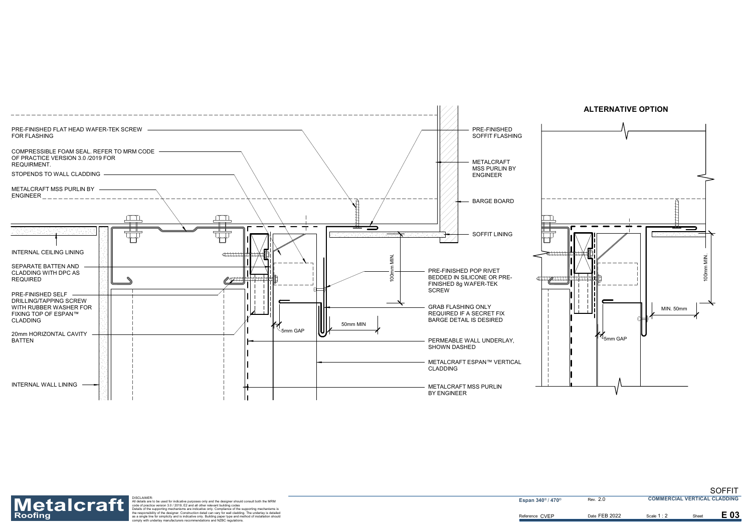## ALTERNATIVE OPTION

PRE-FINISHED FLAT HEAD WAFER-TEK SCREW FOR FLASHING

COMPRESSIBLE FOAM SEAL. REFER TO MRM CODE OF PRACTICE VERSION 3.0 /2019 FOR REQUIRMENT.

STOPENDS TO WALL CLADDING

METALCRAFT MSS PURLIN BY ENGINEER

INTERNAL CEILING LINING

SEPARATE BATTEN AND CLADDING WITH DPC AS REQUIRED

PRE-FINISHED SELF DRILLING/TAPPING SCREW WITH RUBBER WASHER FOR FIXING TOP OF ESPAN™ CLADDING

20mm HORIZONTAL CAVITY BATTEN

INTERNAL WALL LINING

PRE-FINISHED SOFFIT FLASHING

METALCRAFT MSS PURLIN BY ENGINEER

BARGE BOARD

SOFFIT LINING

PRE-FINISHED POP RIVET BEDDED IN SILICONE OR PRE-FINISHED 8g WAFER-TEK SCREW

GRAB FLASHING ONLY REQUIRED IF A SECRET FIX BARGE DETAIL IS DESIRED

PERMEABLE WALL UNDERLAY, SHOWN DASHED

METALCRAFT ESPAN™ VERTICAL CLADDING

METALCRAFT MSS PURLIN BY ENGINEER

100mm MIN.

50mm MIN

5mm GAP

MIN. 50mm

DISCLAIMER:
All details are to be used for indicative purposes only and the designer should consult both the MRM code of practice version 3.0 / 2019, E2 and all other relevant building codes
Details of the supporting mechanisms are indicative only. Compliance of the supporting mechanisms is the responsibility of the designer. Construction detail can vary for wall cladding. The underlay is detailed as a single line for simplicity and is indicative only. Building paper type and method of installation should comply with underlay manufacturers recommendations and NZBC regulations.

| Espan 340® / 470® | Rev. 2.0 | SOFFIT — COMMERCIAL VERTICAL CLADDING | | |
|---|---|---|---|---|
| Reference CVEP | Date FEB 2022 | Scale 1 : 2 | Sheet | E 03 |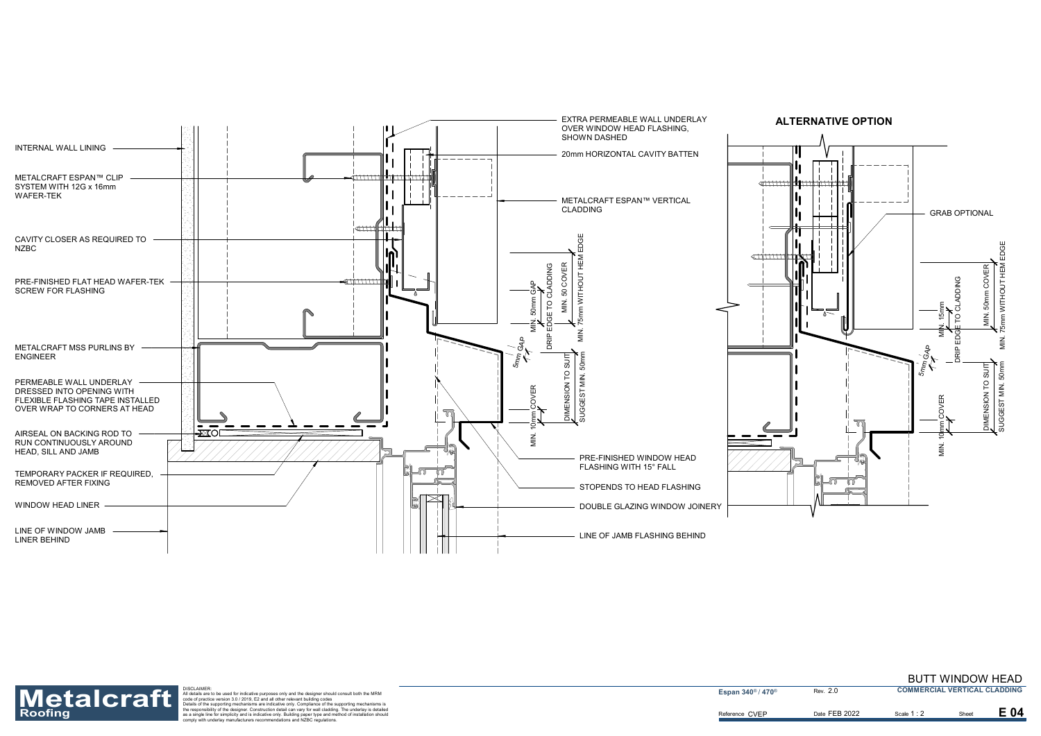INTERNAL WALL LINING

METALCRAFT ESPAN™ CLIP SYSTEM WITH 12G x 16mm WAFER-TEK

CAVITY CLOSER AS REQUIRED TO NZBC

PRE-FINISHED FLAT HEAD WAFER-TEK SCREW FOR FLASHING

METALCRAFT MSS PURLINS BY ENGINEER

PERMEABLE WALL UNDERLAY DRESSED INTO OPENING WITH FLEXIBLE FLASHING TAPE INSTALLED OVER WRAP TO CORNERS AT HEAD

AIRSEAL ON BACKING ROD TO RUN CONTINUOUSLY AROUND HEAD, SILL AND JAMB

TEMPORARY PACKER IF REQUIRED, REMOVED AFTER FIXING

WINDOW HEAD LINER

LINE OF WINDOW JAMB LINER BEHIND

EXTRA PERMEABLE WALL UNDERLAY OVER WINDOW HEAD FLASHING, SHOWN DASHED

20mm HORIZONTAL CAVITY BATTEN

METALCRAFT ESPAN™ VERTICAL CLADDING

5mm GAP

MIN. 50mm GAP DRIP EDGE TO CLADDING

MIN. 50 COVER

MIN. 75mm WITHOUT HEM EDGE

MIN. 10mm COVER

DIMENSION TO SUIT SUGGEST MIN. 50mm

PRE-FINISHED WINDOW HEAD FLASHING WITH 15° FALL

STOPENDS TO HEAD FLASHING

DOUBLE GLAZING WINDOW JOINERY

LINE OF JAMB FLASHING BEHIND

## ALTERNATIVE OPTION

GRAB OPTIONAL

MIN. 15mm DRIP EDGE TO CLADDING

5mm GAP

MIN. 50mm COVER

MIN. 75mm WITHOUT HEM EDGE

MIN. 10mm COVER

DIMENSION TO SUIT SUGGEST MIN. 50mm

DISCLAIMER:
All details are to be used for indicative purposes only and the designer should consult both the MRM code of practice version 3.0 / 2019, E2 and all other relevant building codes.
Details of the supporting mechanisms are indicative only. Compliance of the supporting mechanisms is the responsibility of the designer. Construction detail can vary for wall cladding. The underlay is detailed as a single line for simplicity and is indicative only. Building paper type and method of installation should comply with underlay manufacturers recommendations and NZBC regulations.

BUTT WINDOW HEAD

| Espan 340® / 470® | Rev. 2.0 | COMMERCIAL VERTICAL CLADDING | | |
|---|---|---|---|---|
| Reference CVEP | Date FEB 2022 | Scale 1 : 2 | Sheet | E 04 |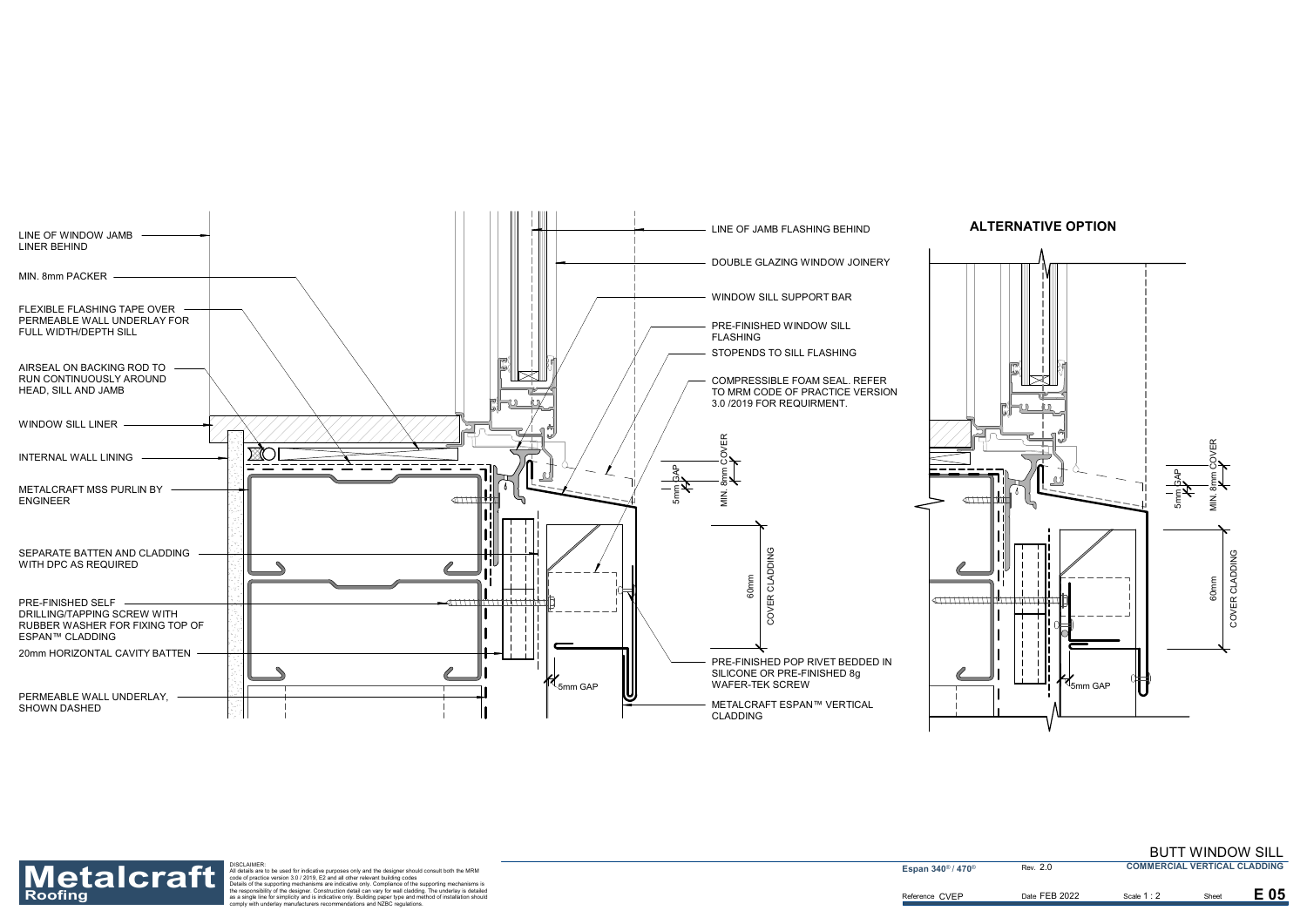LINE OF WINDOW JAMB LINER BEHIND

MIN. 8mm PACKER

FLEXIBLE FLASHING TAPE OVER PERMEABLE WALL UNDERLAY FOR FULL WIDTH/DEPTH SILL

AIRSEAL ON BACKING ROD TO RUN CONTINUOUSLY AROUND HEAD, SILL AND JAMB

WINDOW SILL LINER

INTERNAL WALL LINING

METALCRAFT MSS PURLIN BY ENGINEER

SEPARATE BATTEN AND CLADDING WITH DPC AS REQUIRED

PRE-FINISHED SELF DRILLING/TAPPING SCREW WITH RUBBER WASHER FOR FIXING TOP OF ESPAN™ CLADDING

20mm HORIZONTAL CAVITY BATTEN

PERMEABLE WALL UNDERLAY, SHOWN DASHED

LINE OF JAMB FLASHING BEHIND

DOUBLE GLAZING WINDOW JOINERY

WINDOW SILL SUPPORT BAR

PRE-FINISHED WINDOW SILL FLASHING

STOPENDS TO SILL FLASHING

COMPRESSIBLE FOAM SEAL. REFER TO MRM CODE OF PRACTICE VERSION 3.0 /2019 FOR REQUIRMENT.

5mm GAP

MIN. 8mm COVER

60mm COVER CLADDING

5mm GAP

PRE-FINISHED POP RIVET BEDDED IN SILICONE OR PRE-FINISHED 8g WAFER-TEK SCREW

METALCRAFT ESPAN™ VERTICAL CLADDING

## ALTERNATIVE OPTION

5mm GAP

MIN. 8mm COVER

60mm COVER CLADDING

5mm GAP

DISCLAIMER:
All details are to be used for indicative purposes only and the designer should consult both the MRM code of practice version 3.0 / 2019, E2 and all other relevant building codes
Details of the supporting mechanisms are indicative only. Compliance of the supporting mechanisms is the responsibility of the designer. Construction detail can vary for wall cladding. The underlay is detailed as a single line for simplicity and is indicative only. Building paper type and method of installation should comply with underlay manufacturers recommendations and NZBC regulations.

Metalcraft Roofing

Espan 340® / 470®

Rev. 2.0

BUTT WINDOW SILL

COMMERCIAL VERTICAL CLADDING

Reference CVEP

Date FEB 2022

Scale 1 : 2

Sheet E 05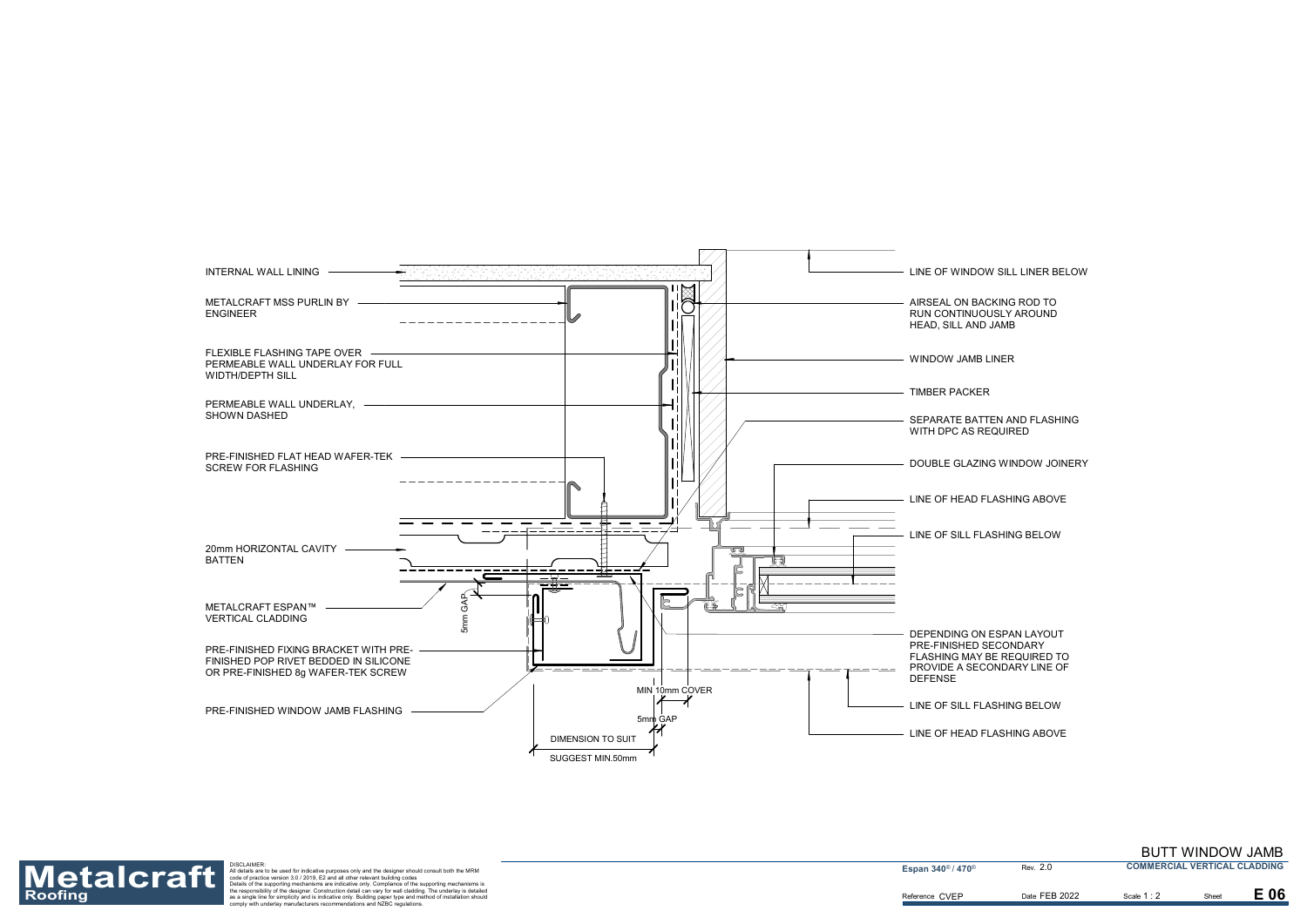# BUTT WINDOW JAMB

INTERNAL WALL LINING

METALCRAFT MSS PURLIN BY ENGINEER

FLEXIBLE FLASHING TAPE OVER PERMEABLE WALL UNDERLAY FOR FULL WIDTH/DEPTH SILL

PERMEABLE WALL UNDERLAY, SHOWN DASHED

PRE-FINISHED FLAT HEAD WAFER-TEK SCREW FOR FLASHING

20mm HORIZONTAL CAVITY BATTEN

METALCRAFT ESPAN™ VERTICAL CLADDING

PRE-FINISHED FIXING BRACKET WITH PRE-FINISHED POP RIVET BEDDED IN SILICONE OR PRE-FINISHED 8g WAFER-TEK SCREW

PRE-FINISHED WINDOW JAMB FLASHING

5mm GAP

MIN 10mm COVER

5mm GAP

DIMENSION TO SUIT

SUGGEST MIN.50mm

LINE OF WINDOW SILL LINER BELOW

AIRSEAL ON BACKING ROD TO RUN CONTINUOUSLY AROUND HEAD, SILL AND JAMB

WINDOW JAMB LINER

TIMBER PACKER

SEPARATE BATTEN AND FLASHING WITH DPC AS REQUIRED

DOUBLE GLAZING WINDOW JOINERY

LINE OF HEAD FLASHING ABOVE

LINE OF SILL FLASHING BELOW

DEPENDING ON ESPAN LAYOUT PRE-FINISHED SECONDARY FLASHING MAY BE REQUIRED TO PROVIDE A SECONDARY LINE OF DEFENSE

LINE OF SILL FLASHING BELOW

LINE OF HEAD FLASHING ABOVE

**Metalcraft Roofing**

DISCLAIMER:
All details are to be used for indicative purposes only and the designer should consult both the MRM code of practice version 3.0 / 2019, E2 and all other relevant building codes
Details of the supporting mechanisms are indicative only. Compliance of the supporting mechanisms is the responsibility of the designer. Construction detail can vary for wall cladding. The underlay is detailed as a single line for simplicity and is indicative only. Building paper type and method of installation should comply with underlay manufacturers recommendations and NZBC regulations.

| Espan® 340 / 470® | Rev. 2.0 | COMMERCIAL VERTICAL CLADDING | |
|---|---|---|---|
| Reference CVEP | Date FEB 2022 | Scale 1 : 2 | Sheet E 06 |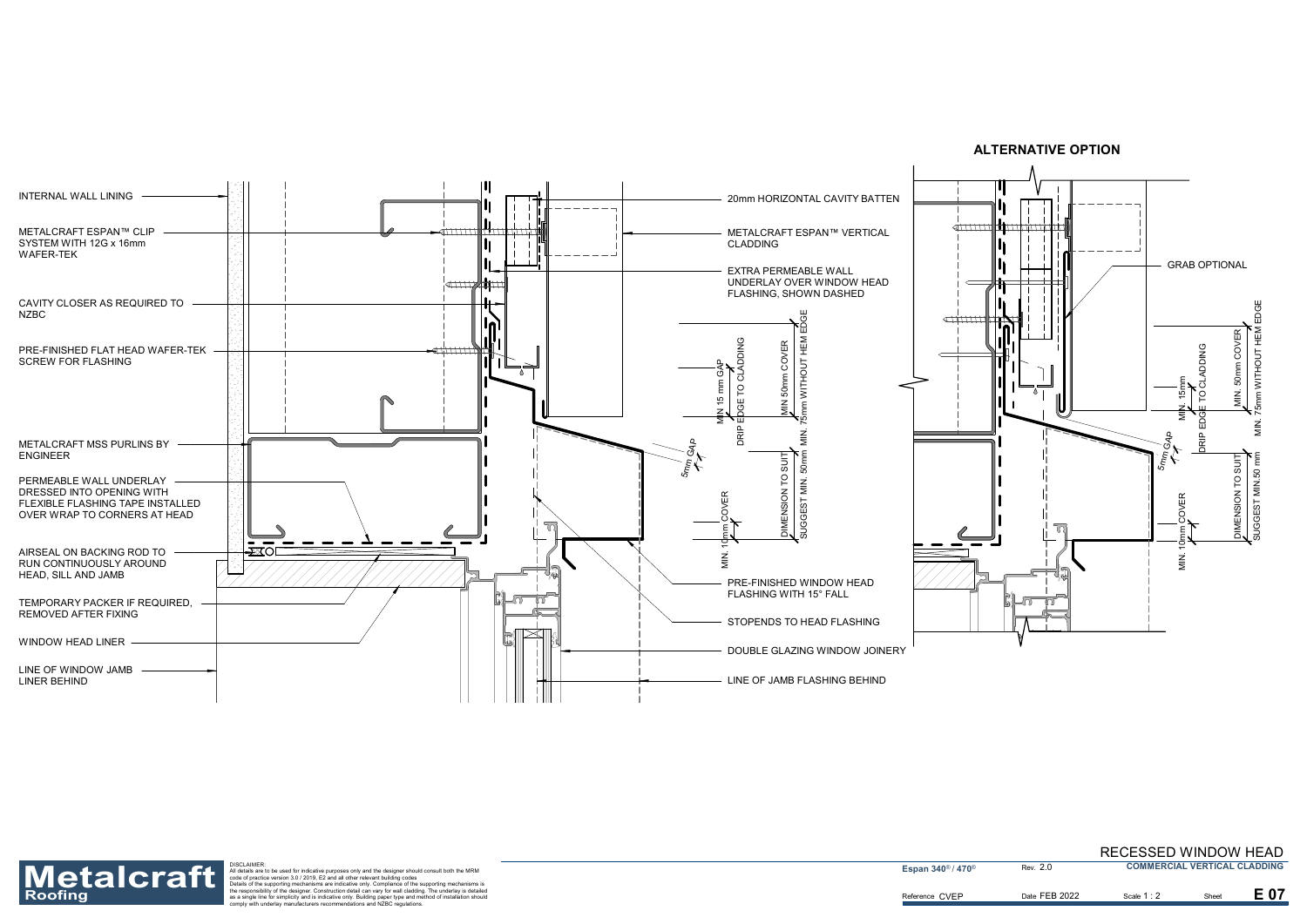**ALTERNATIVE OPTION**

INTERNAL WALL LINING

METALCRAFT ESPAN™ CLIP SYSTEM WITH 12G x 16mm WAFER-TEK

CAVITY CLOSER AS REQUIRED TO NZBC

PRE-FINISHED FLAT HEAD WAFER-TEK SCREW FOR FLASHING

METALCRAFT MSS PURLINS BY ENGINEER

PERMEABLE WALL UNDERLAY DRESSED INTO OPENING WITH FLEXIBLE FLASHING TAPE INSTALLED OVER WRAP TO CORNERS AT HEAD

AIRSEAL ON BACKING ROD TO RUN CONTINUOUSLY AROUND HEAD, SILL AND JAMB

TEMPORARY PACKER IF REQUIRED, REMOVED AFTER FIXING

WINDOW HEAD LINER

LINE OF WINDOW JAMB LINER BEHIND

20mm HORIZONTAL CAVITY BATTEN

METALCRAFT ESPAN™ VERTICAL CLADDING

EXTRA PERMEABLE WALL UNDERLAY OVER WINDOW HEAD FLASHING, SHOWN DASHED

MIN 15 mm GAP DRIP EDGE TO CLADDING

MIN 50mm COVER MIN. 75mm WITHOUT HEM EDGE

5mm GAP

DIMENSION TO SUIT SUGGEST MIN. 50mm

MIN. 10mm COVER

PRE-FINISHED WINDOW HEAD FLASHING WITH 15° FALL

STOPENDS TO HEAD FLASHING

DOUBLE GLAZING WINDOW JOINERY

LINE OF JAMB FLASHING BEHIND

GRAB OPTIONAL

MIN. 15mm DRIP EDGE TO CLADDING

MIN. 50mm COVER MIN. 75mm WITHOUT HEM EDGE

5mm GAP

DIMENSION TO SUIT SUGGEST MIN.50 mm

MIN. 10mm COVER

DISCLAIMER:
All details are to be used for indicative purposes only and the designer should consult both the MRM code of practice version 3.0 / 2019, E2 and all other relevant building codes
Details of the supporting mechanisms are indicative only. Compliance of the supporting mechanisms is the responsibility of the designer. Construction detail can vary for wall cladding. The underlay is detailed as a single line for simplicity and is indicative only. Building paper type and method of installation should comply with underlay manufacturers recommendations and NZBC regulations.

| RECESSED WINDOW HEAD | | | | |
|---|---|---|---|---|
| Espan 340® / 470® | Rev. 2.0 | COMMERCIAL VERTICAL CLADDING | | |
| Reference CVEP | Date FEB 2022 | Scale 1 : 2 | Sheet | E 07 |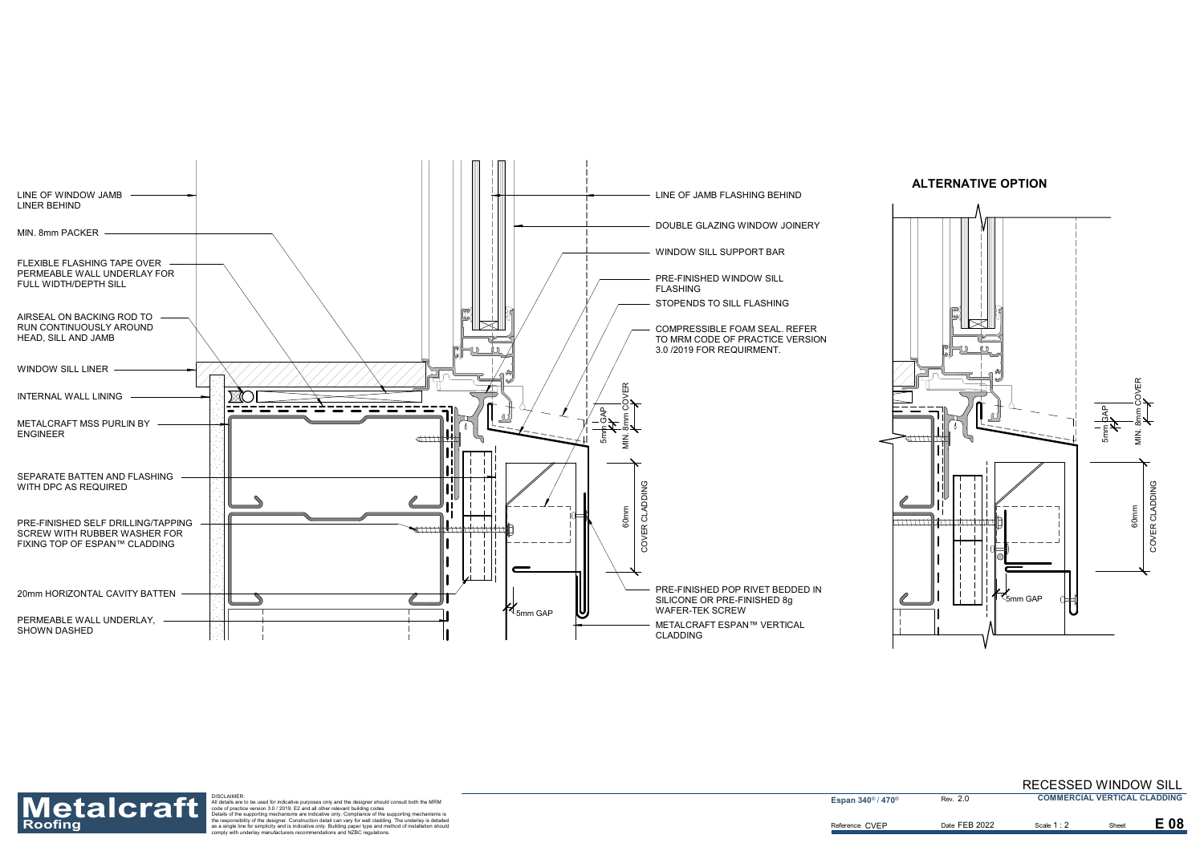LINE OF WINDOW JAMB LINER BEHIND

MIN. 8mm PACKER

FLEXIBLE FLASHING TAPE OVER PERMEABLE WALL UNDERLAY FOR FULL WIDTH/DEPTH SILL

AIRSEAL ON BACKING ROD TO RUN CONTINUOUSLY AROUND HEAD, SILL AND JAMB

WINDOW SILL LINER

INTERNAL WALL LINING

METALCRAFT MSS PURLIN BY ENGINEER

SEPARATE BATTEN AND FLASHING WITH DPC AS REQUIRED

PRE-FINISHED SELF DRILLING/TAPPING SCREW WITH RUBBER WASHER FOR FIXING TOP OF ESPAN™ CLADDING

20mm HORIZONTAL CAVITY BATTEN

PERMEABLE WALL UNDERLAY, SHOWN DASHED

LINE OF JAMB FLASHING BEHIND

DOUBLE GLAZING WINDOW JOINERY

WINDOW SILL SUPPORT BAR

PRE-FINISHED WINDOW SILL FLASHING

STOPENDS TO SILL FLASHING

COMPRESSIBLE FOAM SEAL. REFER TO MRM CODE OF PRACTICE VERSION 3.0 /2019 FOR REQUIRMENT.

5mm GAP

MIN. 8mm COVER

60mm COVER CLADDING

5mm GAP

PRE-FINISHED POP RIVET BEDDED IN SILICONE OR PRE-FINISHED 8g WAFER-TEK SCREW

METALCRAFT ESPAN™ VERTICAL CLADDING

## ALTERNATIVE OPTION

5mm GAP

MIN. 8mm COVER

60mm COVER CLADDING

5mm GAP

**Metalcraft Roofing**

DISCLAIMER:
All details are to be used for indicative purposes only and the designer should consult both the MRM code of practice version 3.0 / 2019, E2 and all other relevant building codes
Details of the supporting mechanisms are indicative only. Compliance of the supporting mechanisms is the responsibility of the designer. Construction detail can vary for wall cladding. The underlay is detailed as a single line for simplicity and is indicative only. Building paper type and method of installation should comply with underlay manufacturers recommendations and NZBC regulations.

RECESSED WINDOW SILL

| Espan 340® / 470® | Rev. 2.0 | COMMERCIAL VERTICAL CLADDING | |
|---|---|---|---|
| Reference CVEP | Date FEB 2022 | Scale 1 : 2 | Sheet E 08 |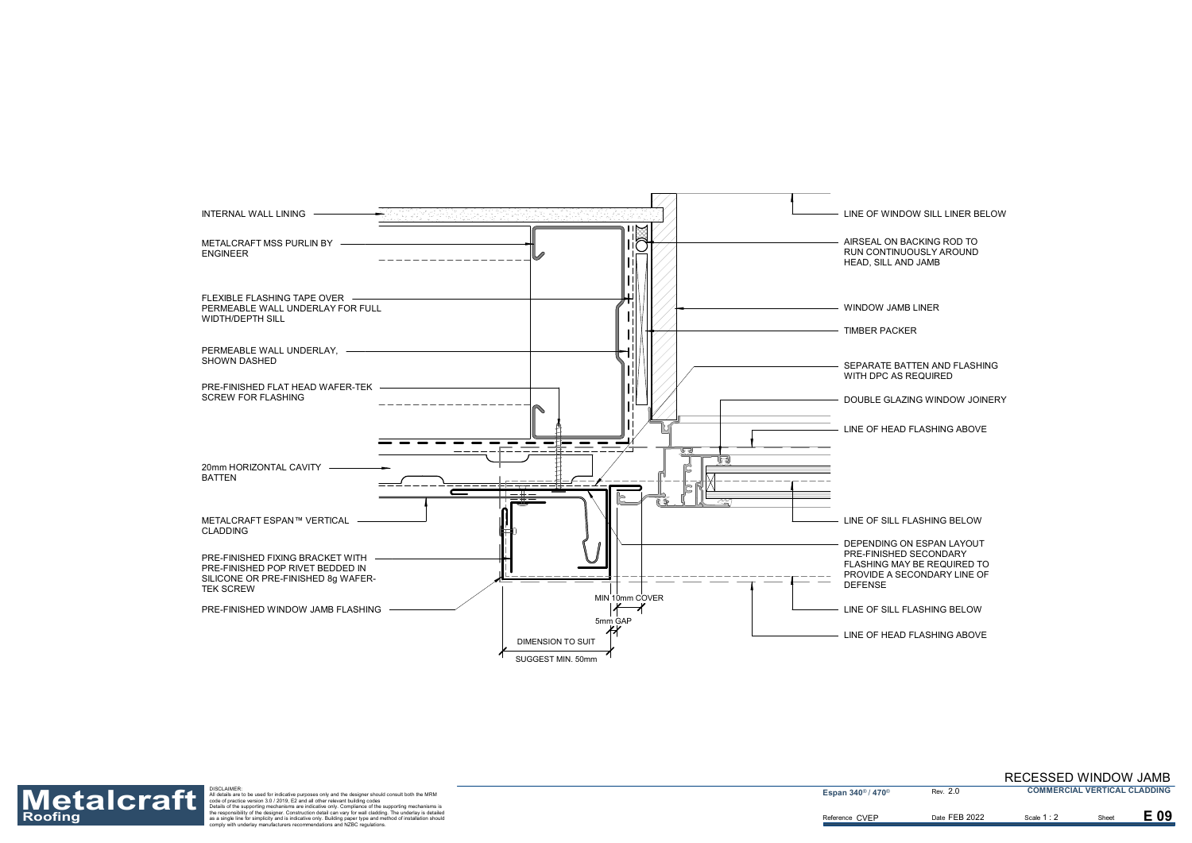INTERNAL WALL LINING

METALCRAFT MSS PURLIN BY ENGINEER

FLEXIBLE FLASHING TAPE OVER PERMEABLE WALL UNDERLAY FOR FULL WIDTH/DEPTH SILL

PERMEABLE WALL UNDERLAY, SHOWN DASHED

PRE-FINISHED FLAT HEAD WAFER-TEK SCREW FOR FLASHING

20mm HORIZONTAL CAVITY BATTEN

METALCRAFT ESPAN™ VERTICAL CLADDING

PRE-FINISHED FIXING BRACKET WITH PRE-FINISHED POP RIVET BEDDED IN SILICONE OR PRE-FINISHED 8g WAFER-TEK SCREW

PRE-FINISHED WINDOW JAMB FLASHING

MIN 10mm COVER

5mm GAP

DIMENSION TO SUIT

SUGGEST MIN. 50mm

LINE OF WINDOW SILL LINER BELOW

AIRSEAL ON BACKING ROD TO RUN CONTINUOUSLY AROUND HEAD, SILL AND JAMB

WINDOW JAMB LINER

TIMBER PACKER

SEPARATE BATTEN AND FLASHING WITH DPC AS REQUIRED

DOUBLE GLAZING WINDOW JOINERY

LINE OF HEAD FLASHING ABOVE

LINE OF SILL FLASHING BELOW

DEPENDING ON ESPAN LAYOUT PRE-FINISHED SECONDARY FLASHING MAY BE REQUIRED TO PROVIDE A SECONDARY LINE OF DEFENSE

LINE OF SILL FLASHING BELOW

LINE OF HEAD FLASHING ABOVE

**Metalcraft Roofing**

DISCLAIMER:
All details are to be used for indicative purposes only and the designer should consult both the MRM code of practice version 3.0 / 2019, E2 and all other relevant building codes
Details of the supporting mechanisms are indicative only. Compliance of the supporting mechanisms is the responsibility of the designer. Construction detail can vary for wall cladding. The underlay is detailed as a single line for simplicity and is indicative only. Building paper type and method of installation should comply with underlay manufacturers recommendations and NZBC regulations.

# RECESSED WINDOW JAMB

| Espan 340® / 470® | Rev. 2.0 | COMMERCIAL VERTICAL CLADDING | | |
|---|---|---|---|---|
| Reference CVEP | Date FEB 2022 | Scale 1 : 2 | Sheet | E 09 |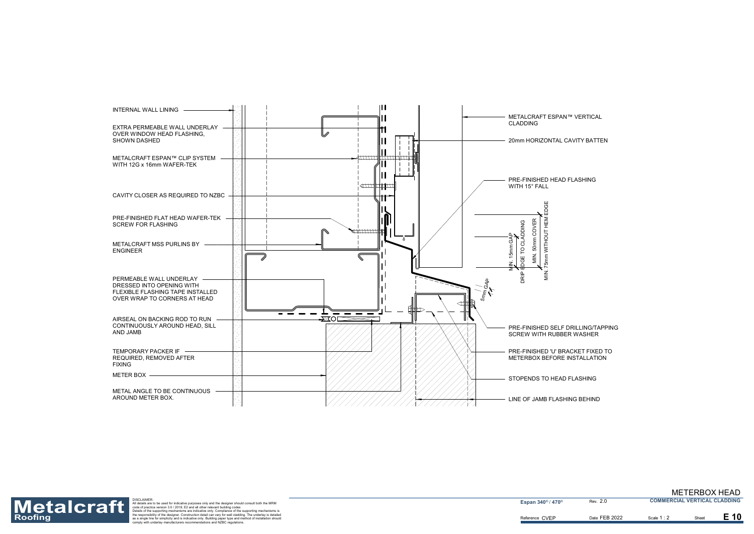INTERNAL WALL LINING

EXTRA PERMEABLE WALL UNDERLAY OVER WINDOW HEAD FLASHING, SHOWN DASHED

METALCRAFT ESPAN™ CLIP SYSTEM WITH 12G x 16mm WAFER-TEK

CAVITY CLOSER AS REQUIRED TO NZBC

PRE-FINISHED FLAT HEAD WAFER-TEK SCREW FOR FLASHING

METALCRAFT MSS PURLINS BY ENGINEER

PERMEABLE WALL UNDERLAY DRESSED INTO OPENING WITH FLEXIBLE FLASHING TAPE INSTALLED OVER WRAP TO CORNERS AT HEAD

AIRSEAL ON BACKING ROD TO RUN CONTINUOUSLY AROUND HEAD, SILL AND JAMB

TEMPORARY PACKER IF REQUIRED, REMOVED AFTER FIXING

METER BOX

METAL ANGLE TO BE CONTINUOUS AROUND METER BOX.

METALCRAFT ESPAN™ VERTICAL CLADDING

20mm HORIZONTAL CAVITY BATTEN

PRE-FINISHED HEAD FLASHING WITH 15° FALL

MIN. 15mm GAP DRIP EDGE TO CLADDING

MIN. 50mm COVER

MIN. 75mm WITHOUT HEM EDGE

5mm GAP

PRE-FINISHED SELF DRILLING/TAPPING SCREW WITH RUBBER WASHER

PRE-FINISHED 'U' BRACKET FIXED TO METERBOX BEFORE INSTALLATION

STOPENDS TO HEAD FLASHING

LINE OF JAMB FLASHING BEHIND

DISCLAIMER:
All details are to be used for indicative purposes only and the designer should consult both the MRM code of practice version 3.0 / 2019, E2 and all other relevant building codes
Details of the supporting mechanisms are indicative only. Compliance of the supporting mechanisms is the responsibility of the designer. Construction detail can vary for wall cladding. The underlay is detailed as a single line for simplicity and is indicative only. Building paper type and method of installation should comply with underlay manufacturers recommendations and NZBC regulations.

# METERBOX HEAD

Espan 340® / 470® | Rev. 2.0 | COMMERCIAL VERTICAL CLADDING

Reference CVEP | Date FEB 2022 | Scale 1 : 2 | Sheet E 10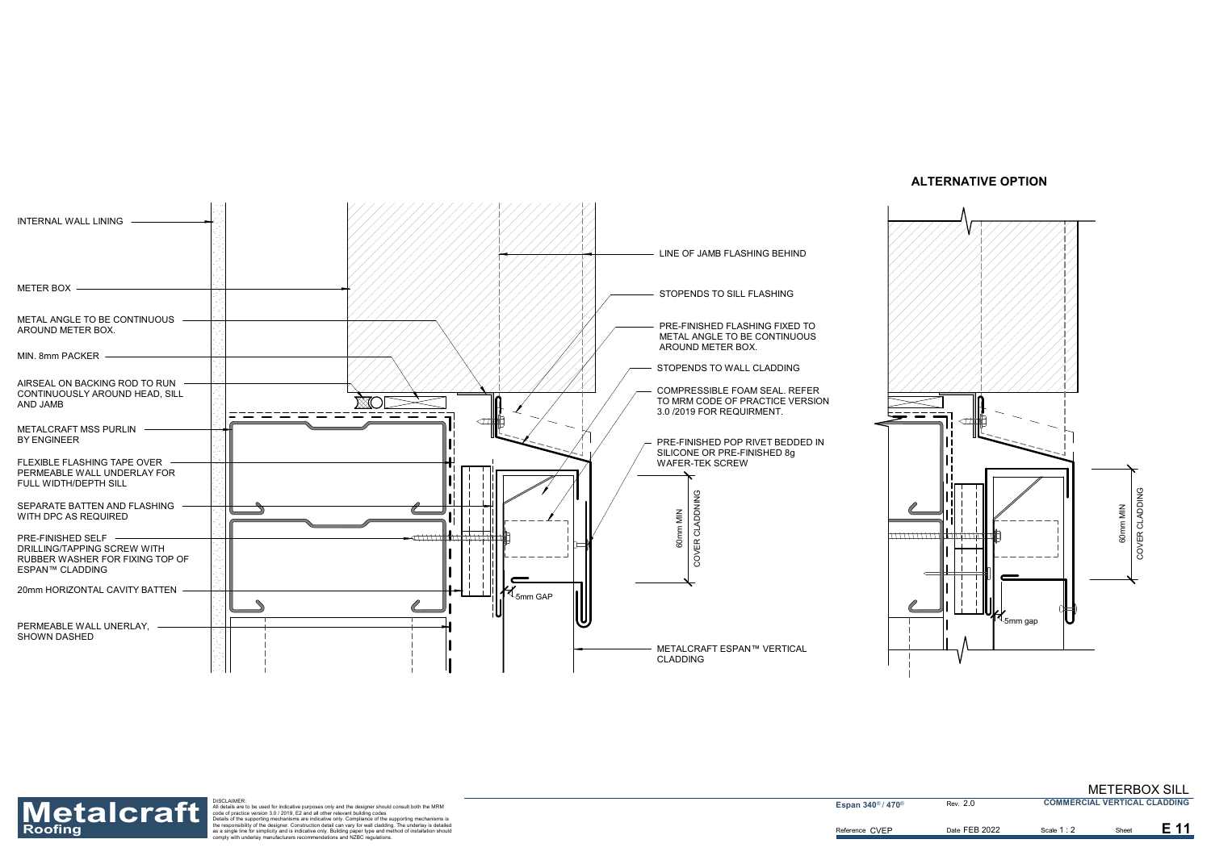**ALTERNATIVE OPTION**

INTERNAL WALL LINING

METER BOX

METAL ANGLE TO BE CONTINUOUS AROUND METER BOX.

MIN. 8mm PACKER

AIRSEAL ON BACKING ROD TO RUN CONTINUOUSLY AROUND HEAD, SILL AND JAMB

METALCRAFT MSS PURLIN BY ENGINEER

FLEXIBLE FLASHING TAPE OVER PERMEABLE WALL UNDERLAY FOR FULL WIDTH/DEPTH SILL

SEPARATE BATTEN AND FLASHING WITH DPC AS REQUIRED

PRE-FINISHED SELF DRILLING/TAPPING SCREW WITH RUBBER WASHER FOR FIXING TOP OF ESPAN™ CLADDING

20mm HORIZONTAL CAVITY BATTEN

PERMEABLE WALL UNERLAY, SHOWN DASHED

LINE OF JAMB FLASHING BEHIND

STOPENDS TO SILL FLASHING

PRE-FINISHED FLASHING FIXED TO METAL ANGLE TO BE CONTINUOUS AROUND METER BOX.

STOPENDS TO WALL CLADDING

COMPRESSIBLE FOAM SEAL. REFER TO MRM CODE OF PRACTICE VERSION 3.0 /2019 FOR REQUIRMENT.

PRE-FINISHED POP RIVET BEDDED IN SILICONE OR PRE-FINISHED 8g WAFER-TEK SCREW

60mm MIN COVER CLADDING

5mm GAP

METALCRAFT ESPAN™ VERTICAL CLADDING

60mm MIN COVER CLADDING

5mm gap

DISCLAIMER:
All details are to be used for indicative purposes only and the designer should consult both the MRM code of practice version 3.0 / 2019, E2 and all other relevant building codes
Details of the supporting mechanisms are indicative only. Compliance of the supporting mechanisms is the responsibility of the designer. Construction detail can vary for wall cladding. The underlay is detailed as a single line for simplicity and is indicative only. Building paper type and method of installation should comply with underlay manufacturers recommendations and NZBC regulations.

| METERBOX SILL | | | |
|---|---|---|---|
| Espan® 340® / 470® | Rev. 2.0 | COMMERCIAL VERTICAL CLADDING | |
| Reference CVEP | Date FEB 2022 | Scale 1 : 2 | Sheet E 11 |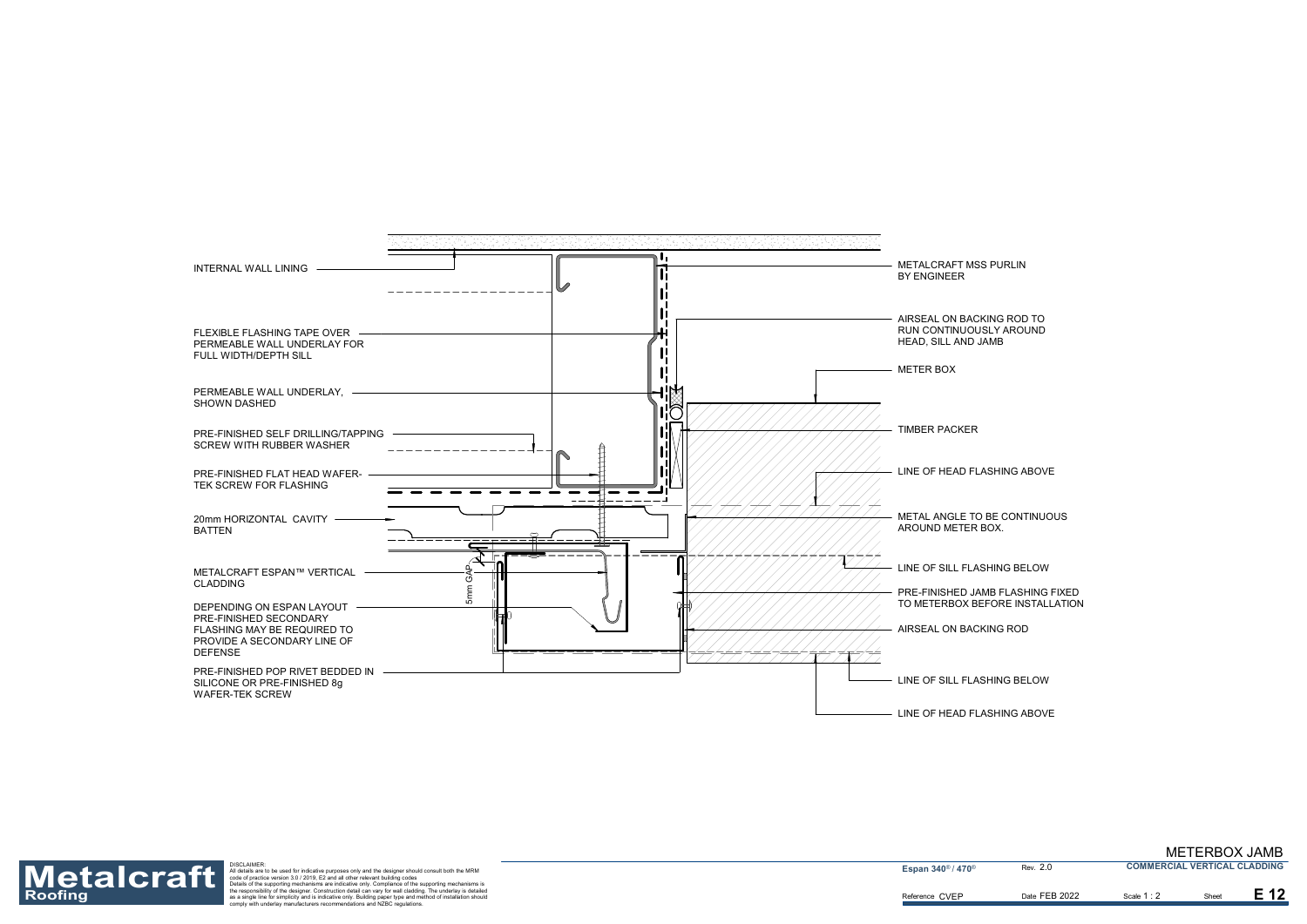INTERNAL WALL LINING

FLEXIBLE FLASHING TAPE OVER PERMEABLE WALL UNDERLAY FOR FULL WIDTH/DEPTH SILL

PERMEABLE WALL UNDERLAY, SHOWN DASHED

PRE-FINISHED SELF DRILLING/TAPPING SCREW WITH RUBBER WASHER

PRE-FINISHED FLAT HEAD WAFER-TEK SCREW FOR FLASHING

20mm HORIZONTAL CAVITY BATTEN

METALCRAFT ESPAN™ VERTICAL CLADDING

DEPENDING ON ESPAN LAYOUT PRE-FINISHED SECONDARY FLASHING MAY BE REQUIRED TO PROVIDE A SECONDARY LINE OF DEFENSE

PRE-FINISHED POP RIVET BEDDED IN SILICONE OR PRE-FINISHED 8g WAFER-TEK SCREW

5mm GAP

METALCRAFT MSS PURLIN BY ENGINEER

AIRSEAL ON BACKING ROD TO RUN CONTINUOUSLY AROUND HEAD, SILL AND JAMB

METER BOX

TIMBER PACKER

LINE OF HEAD FLASHING ABOVE

METAL ANGLE TO BE CONTINUOUS AROUND METER BOX.

LINE OF SILL FLASHING BELOW

PRE-FINISHED JAMB FLASHING FIXED TO METERBOX BEFORE INSTALLATION

AIRSEAL ON BACKING ROD

LINE OF SILL FLASHING BELOW

LINE OF HEAD FLASHING ABOVE

**Metalcraft Roofing**

DISCLAIMER:
All details are to be used for indicative purposes only and the designer should consult both the MRM code of practice version 3.0 / 2019, E2 and all other relevant building codes
Details of the supporting mechanisms are indicative only. Compliance of the supporting mechanisms is the responsibility of the designer. Construction detail can vary for wall cladding. The underlay is detailed as a single line for simplicity and is indicative only. Building paper type and method of installation should comply with underlay manufacturers recommendations and NZBC regulations.

## METERBOX JAMB

| Espan 340® / 470® | Rev. 2.0 | COMMERCIAL VERTICAL CLADDING | | |
|---|---|---|---|---|
| Reference CVEP | Date FEB 2022 | Scale 1 : 2 | Sheet | E 12 |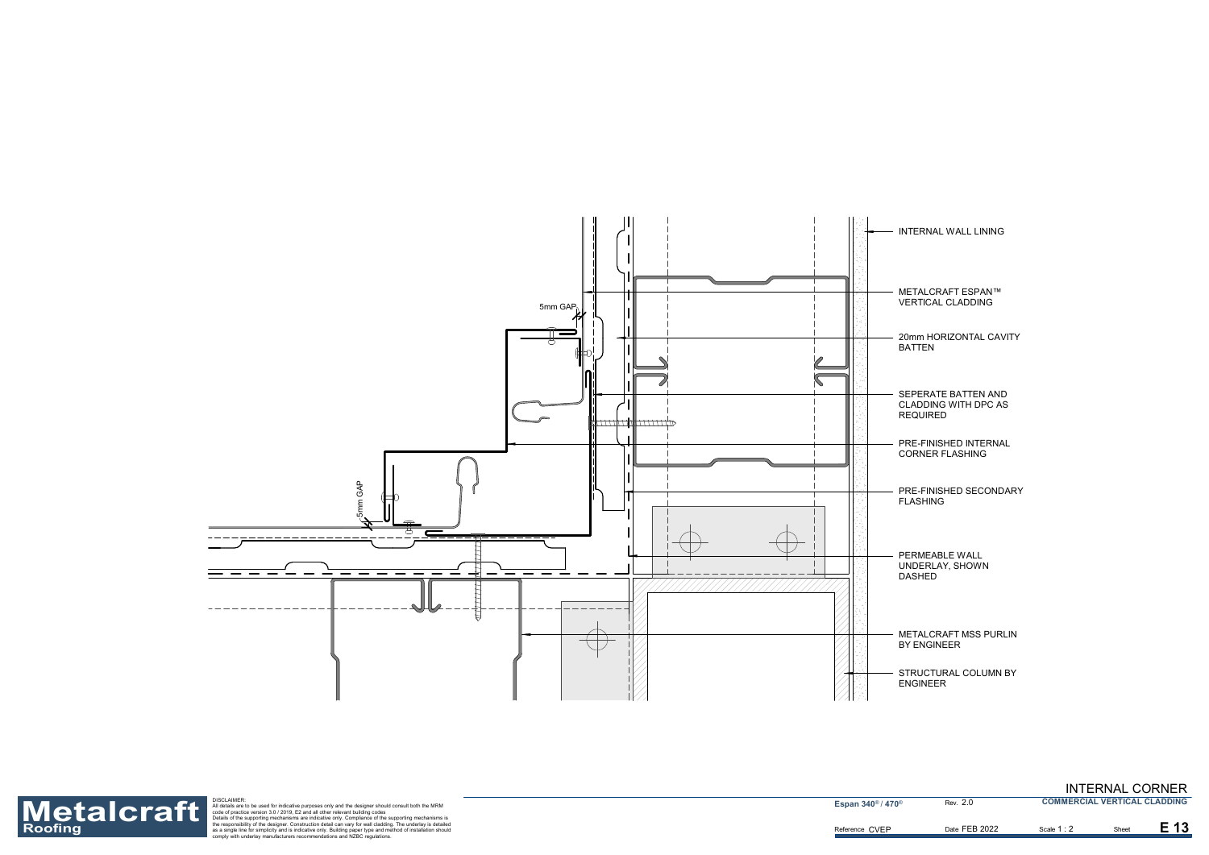5mm GAP

5mm GAP

- INTERNAL WALL LINING
- METALCRAFT ESPAN™ VERTICAL CLADDING
- 20mm HORIZONTAL CAVITY BATTEN
- SEPERATE BATTEN AND CLADDING WITH DPC AS REQUIRED
- PRE-FINISHED INTERNAL CORNER FLASHING
- PRE-FINISHED SECONDARY FLASHING
- PERMEABLE WALL UNDERLAY, SHOWN DASHED
- METALCRAFT MSS PURLIN BY ENGINEER
- STRUCTURAL COLUMN BY ENGINEER

**Metalcraft Roofing**

DISCLAIMER:
All details are to be used for indicative purposes only and the designer should consult both the MRM code of practice version 3.0 / 2019, E2 and all other relevant building codes
Details of the supporting mechanisms are indicative only. Compliance of the supporting mechanisms is the responsibility of the designer. Construction detail can vary for wall cladding. The underlay is detailed as a single line for simplicity and is indicative only. Building paper type and method of installation should comply with underlay manufacturers recommendations and NZBC regulations.

# INTERNAL CORNER

| Espan 340® / 470® | Rev. 2.0 | COMMERCIAL VERTICAL CLADDING | | |
|---|---|---|---|---|
| Reference CVEP | Date FEB 2022 | Scale 1 : 2 | Sheet | E 13 |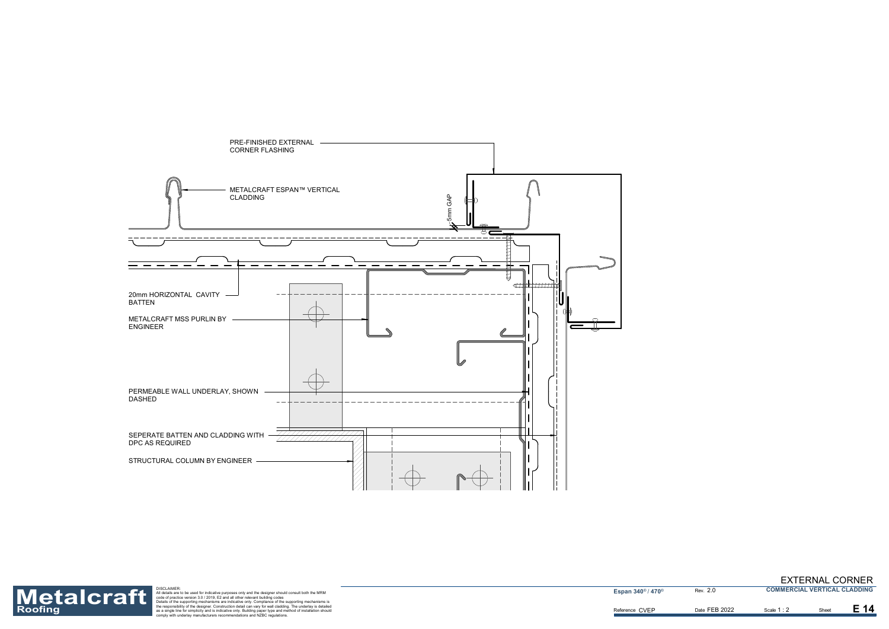PRE-FINISHED EXTERNAL CORNER FLASHING

METALCRAFT ESPAN™ VERTICAL CLADDING

5mm GAP

20mm HORIZONTAL CAVITY BATTEN

METALCRAFT MSS PURLIN BY ENGINEER

PERMEABLE WALL UNDERLAY, SHOWN DASHED

SEPERATE BATTEN AND CLADDING WITH DPC AS REQUIRED

STRUCTURAL COLUMN BY ENGINEER

**Metalcraft Roofing**

DISCLAIMER:
All details are to be used for indicative purposes only and the designer should consult both the MRM code of practice version 3.0 / 2019, E2 and all other relevant building codes
Details of the supporting mechanisms are indicative only. Compliance of the supporting mechanisms is the responsibility of the designer. Construction detail can vary for wall cladding. The underlay is detailed as a single line for simplicity and is indicative only. Building paper type and method of installation should comply with underlay manufacturers recommendations and NZBC regulations.

# EXTERNAL CORNER

**COMMERCIAL VERTICAL CLADDING**

| Espan 340® / 470® | Rev. 2.0 | | |
|---|---|---|---|
| Reference CVEP | Date FEB 2022 | Scale 1 : 2 | Sheet **E 14** |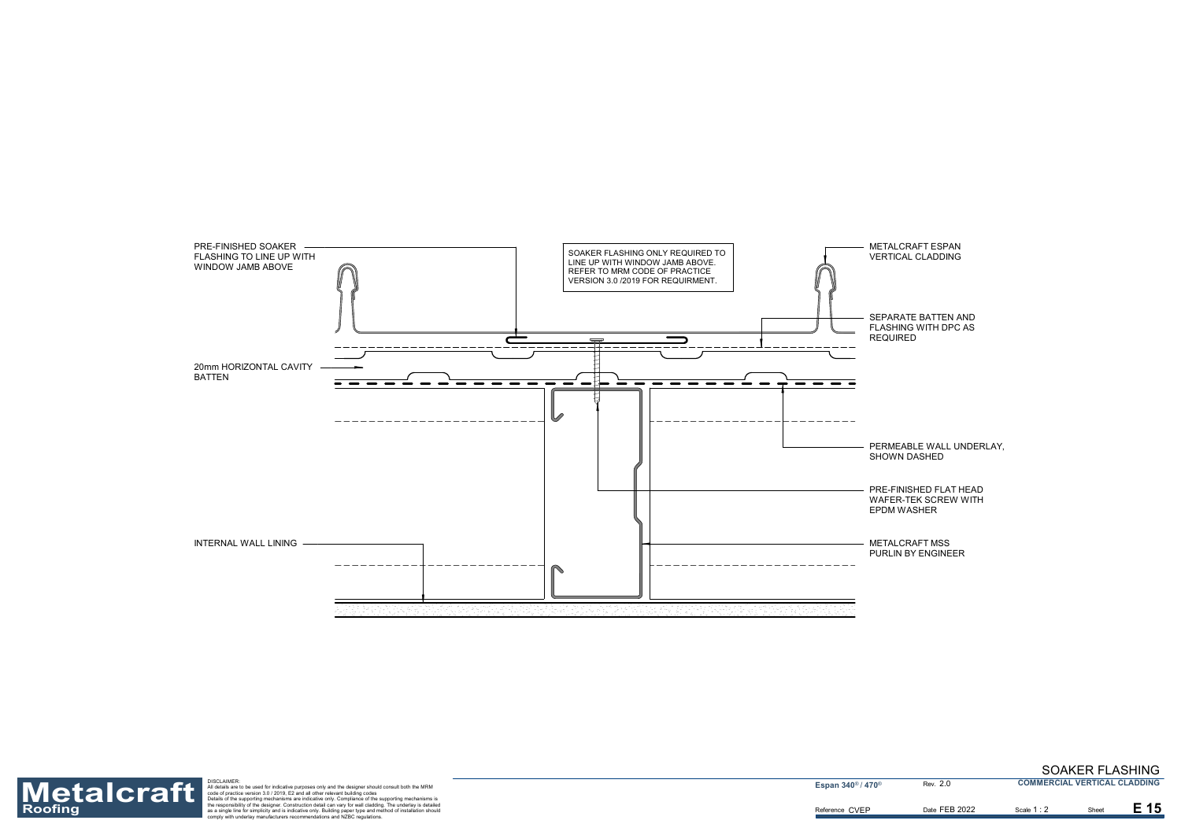PRE-FINISHED SOAKER FLASHING TO LINE UP WITH WINDOW JAMB ABOVE

SOAKER FLASHING ONLY REQUIRED TO LINE UP WITH WINDOW JAMB ABOVE. REFER TO MRM CODE OF PRACTICE VERSION 3.0 /2019 FOR REQUIRMENT.

METALCRAFT ESPAN VERTICAL CLADDING

SEPARATE BATTEN AND FLASHING WITH DPC AS REQUIRED

20mm HORIZONTAL CAVITY BATTEN

PERMEABLE WALL UNDERLAY, SHOWN DASHED

PRE-FINISHED FLAT HEAD WAFER-TEK SCREW WITH EPDM WASHER

INTERNAL WALL LINING

METALCRAFT MSS PURLIN BY ENGINEER

**Metalcraft Roofing**

DISCLAIMER:
All details are to be used for indicative purposes only and the designer should consult both the MRM code of practice version 3.0 / 2019, E2 and all other relevant building codes
Details of the supporting mechanisms are indicative only. Compliance of the supporting mechanisms is the responsibility of the designer. Construction detail can vary for wall cladding. The underlay is detailed as a single line for simplicity and is indicative only. Building paper type and method of installation should comply with underlay manufacturers recommendations and NZBC regulations.

## SOAKER FLASHING

| Espan 340® / 470® | Rev. 2.0 | COMMERCIAL VERTICAL CLADDING | | |
|---|---|---|---|---|
| Reference CVEP | Date FEB 2022 | Scale 1 : 2 | Sheet | E 15 |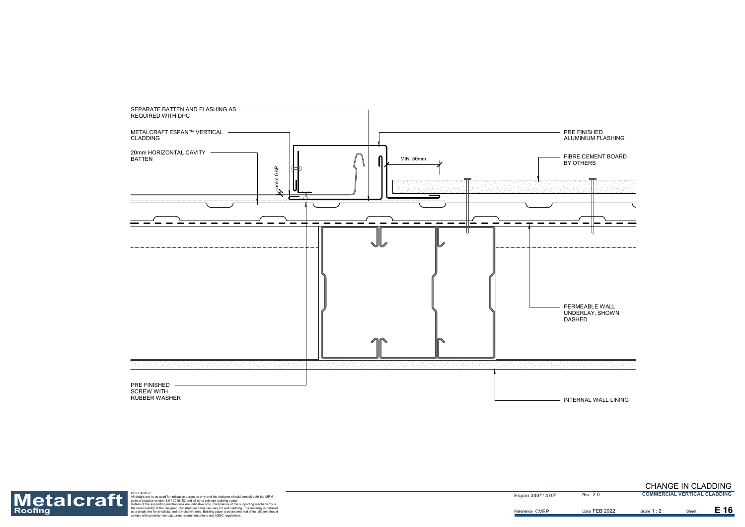SEPARATE BATTEN AND FLASHING AS REQUIRED WITH DPC

METALCRAFT ESPAN™ VERTICAL CLADDING

20mm HORIZONTAL CAVITY BATTEN

5mm GAP

MIN. 50mm

PRE FINISHED ALUMINIUM FLASHING

FIBRE CEMENT BOARD BY OTHERS

PERMEABLE WALL UNDERLAY, SHOWN DASHED

PRE FINISHED SCREW WITH RUBBER WASHER

INTERNAL WALL LINING

**Metalcraft Roofing**

DISCLAIMER:
All details are to be used for indicative purposes only and the designer should consult both the MRM code of practice version 3.0 / 2019, E2 and all other relevant building codes
Details of the supporting mechanisms are indicative only. Compliance of the supporting mechanisms is the responsibility of the designer. Construction detail can vary for wall cladding. The underlay is detailed as a single line for simplicity and is indicative only. Building paper type and method of installation should comply with underlay manufacturers recommendations and NZBC regulations.

| Espan 340® / 470® | Rev. 2.0 | CHANGE IN CLADDING | | |
|---|---|---|---|---|
| | | COMMERCIAL VERTICAL CLADDING | | |
| Reference CVEP | Date FEB 2022 | Scale 1 : 2 | Sheet | E 16 |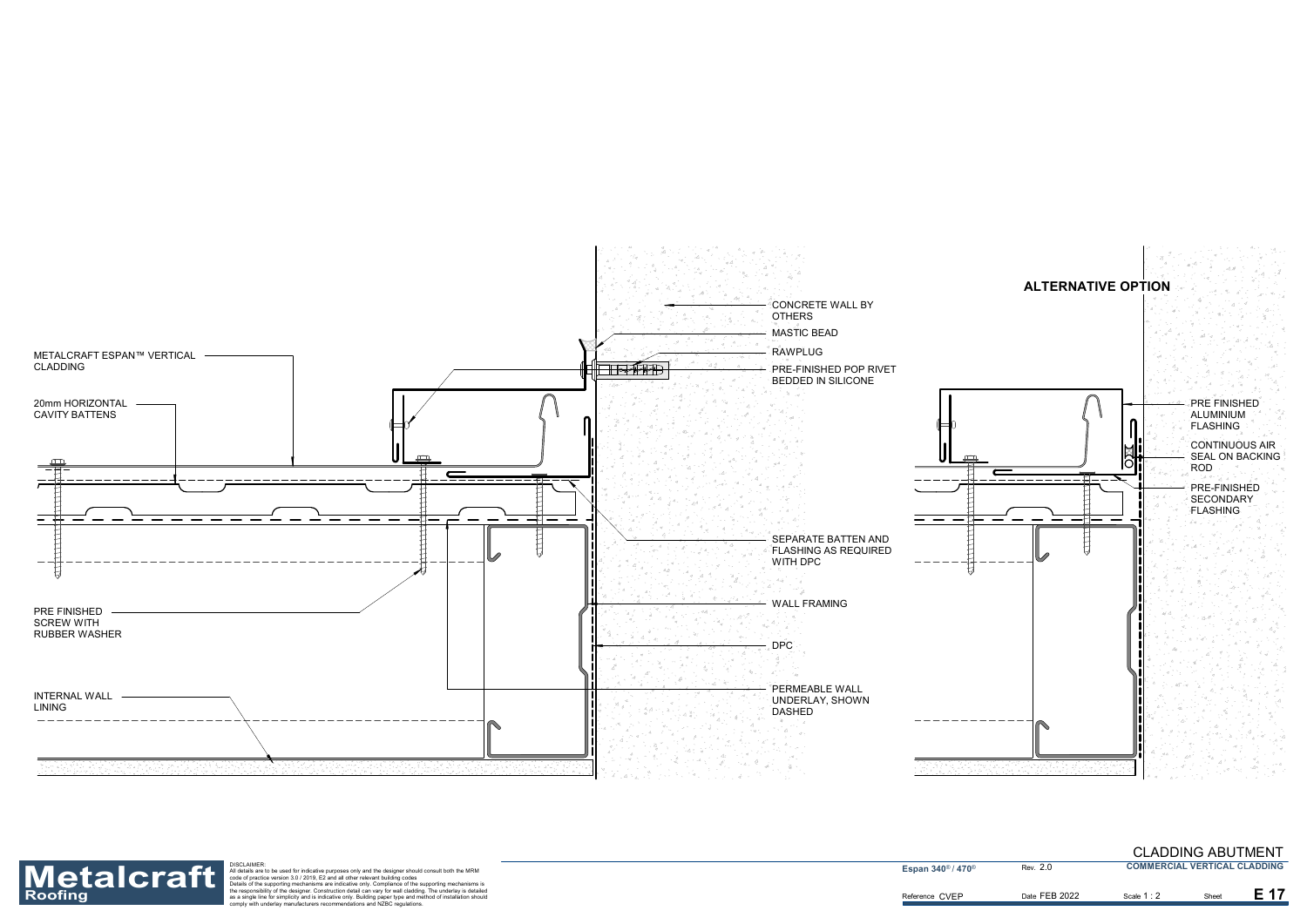CONCRETE WALL BY OTHERS

MASTIC BEAD

RAWPLUG

PRE-FINISHED POP RIVET BEDDED IN SILICONE

METALCRAFT ESPAN™ VERTICAL CLADDING

20mm HORIZONTAL CAVITY BATTENS

SEPARATE BATTEN AND FLASHING AS REQUIRED WITH DPC

WALL FRAMING

DPC

PERMEABLE WALL UNDERLAY, SHOWN DASHED

PRE FINISHED SCREW WITH RUBBER WASHER

INTERNAL WALL LINING

## ALTERNATIVE OPTION

PRE FINISHED ALUMINIUM FLASHING

CONTINUOUS AIR SEAL ON BACKING ROD

PRE-FINISHED SECONDARY FLASHING

DISCLAIMER:
All details are to be used for indicative purposes only and the designer should consult both the MRM code of practice version 3.0 / 2019, E2 and all other relevant building codes
Details of the supporting mechanisms are indicative only. Compliance of the supporting mechanisms is the responsibility of the designer. Construction detail can vary for wall cladding. The underlay is detailed as a single line for simplicity and is indicative only. Building paper type and method of installation should comply with underlay manufacturers recommendations and NZBC regulations.

Metalcraft Roofing

CLADDING ABUTMENT

COMMERCIAL VERTICAL CLADDING

| Espan 340® / 470® | Rev. 2.0 | | |
|---|---|---|---|
| Reference CVEP | Date FEB 2022 | Scale 1 : 2 | Sheet E 17 |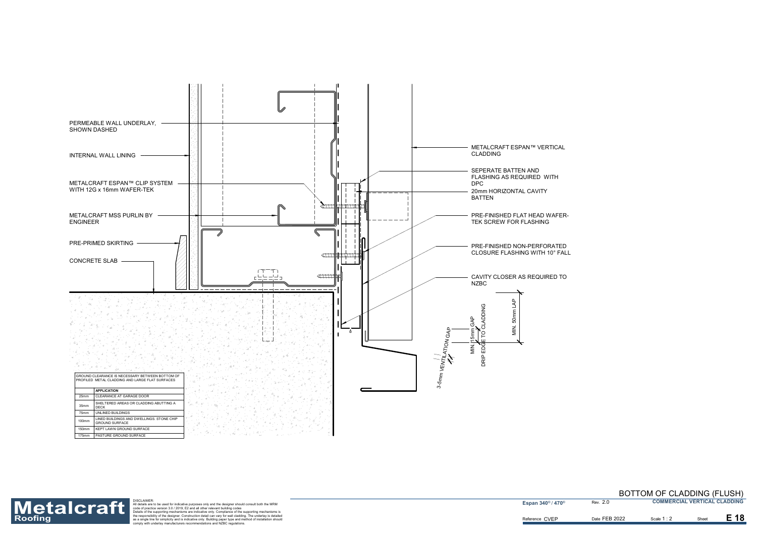PERMEABLE WALL UNDERLAY, SHOWN DASHED

INTERNAL WALL LINING

METALCRAFT ESPAN™ CLIP SYSTEM WITH 12G x 16mm WAFER-TEK

METALCRAFT MSS PURLIN BY ENGINEER

PRE-PRIMED SKIRTING

CONCRETE SLAB

METALCRAFT ESPAN™ VERTICAL CLADDING

SEPERATE BATTEN AND FLASHING AS REQUIRED WITH DPC

20mm HORIZONTAL CAVITY BATTEN

PRE-FINISHED FLAT HEAD WAFER-TEK SCREW FOR FLASHING

PRE-FINISHED NON-PERFORATED CLOSURE FLASHING WITH 10° FALL

CAVITY CLOSER AS REQUIRED TO NZBC

MIN. 50mm LAP

MIN. 15mm GAP DRIP EDGE TO CLADDING

3-5mm VENTILATION GAP

| GROUND CLEARANCE IS NECESSARY BETWEEN BOTTOM OF PROFILED METAL CLADDING AND LARGE FLAT SURFACES | |
|---|---|
| | **APPLICATION** |
| 25mm | CLEARANCE AT GARAGE DOOR |
| 35mm | SHELTERED AREAS OR CLADDING ABUTTING A DECK |
| 75mm | UNLINED BUILDINGS |
| 100mm | LINED BUILDINGS AND DWELLINGS. STONE CHIP GROUND SURFACE |
| 150mm | KEPT LAWN GROUND SURFACE |
| 175mm | PASTURE GROUND SURFACE |

**Metalcraft Roofing**

DISCLAIMER:
All details are to be used for indicative purposes only and the designer should consult both the MRM code of practice version 3.0 / 2019, E2 and all other relevant building codes
Details of the supporting mechanisms are indicative only. Compliance of the supporting mechanisms is the responsibility of the designer. Construction detail can vary for wall cladding. The underlay is detailed as a single line for simplicity and is indicative only. Building paper type and method of installation should comply with underlay manufacturers recommendations and NZBC regulations.

## BOTTOM OF CLADDING (FLUSH)

| Espan 340® / 470® | Rev. 2.0 | COMMERCIAL VERTICAL CLADDING | |
|---|---|---|---|
| Reference CVEP | Date FEB 2022 | Scale 1 : 2 | Sheet **E 18** |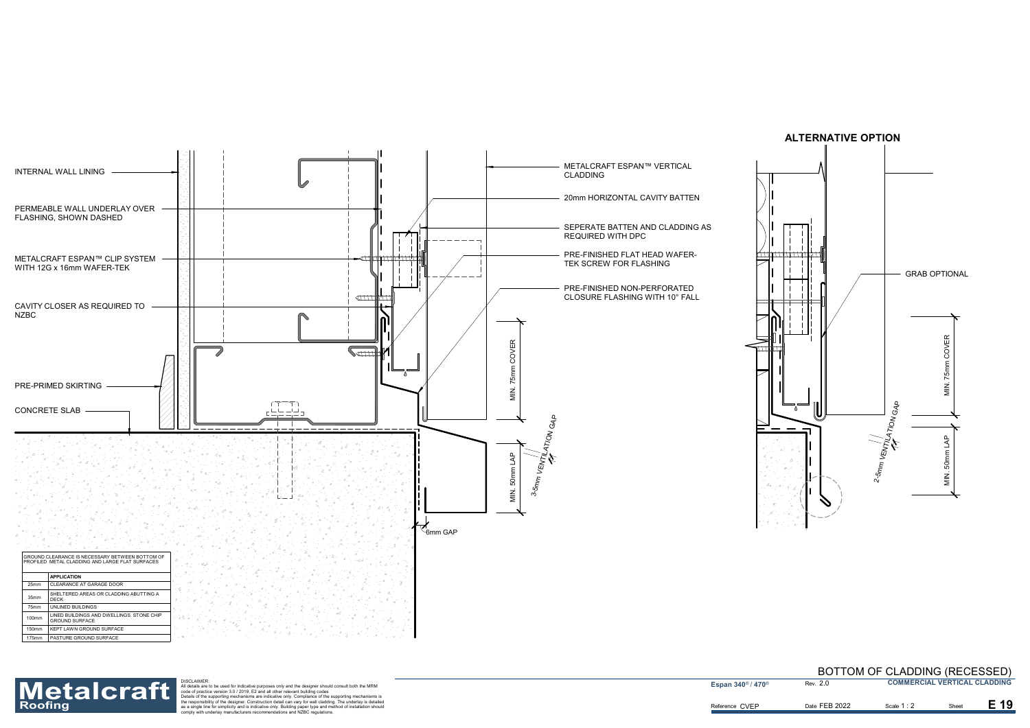## ALTERNATIVE OPTION

INTERNAL WALL LINING

PERMEABLE WALL UNDERLAY OVER FLASHING, SHOWN DASHED

METALCRAFT ESPAN™ CLIP SYSTEM WITH 12G x 16mm WAFER-TEK

CAVITY CLOSER AS REQUIRED TO NZBC

PRE-PRIMED SKIRTING

CONCRETE SLAB

METALCRAFT ESPAN™ VERTICAL CLADDING

20mm HORIZONTAL CAVITY BATTEN

SEPERATE BATTEN AND CLADDING AS REQUIRED WITH DPC

PRE-FINISHED FLAT HEAD WAFER-TEK SCREW FOR FLASHING

PRE-FINISHED NON-PERFORATED CLOSURE FLASHING WITH 10° FALL

MIN. 75mm COVER

MIN. 50mm LAP

3-5mm VENTILATION GAP

6mm GAP

GRAB OPTIONAL

MIN. 75mm COVER

MIN. 50mm LAP

2-5mm VENTILATION GAP

| GROUND CLEARANCE IS NECESSARY BETWEEN BOTTOM OF PROFILED METAL CLADDING AND LARGE FLAT SURFACES | |
|---|---|
| | APPLICATION |
| 25mm | CLEARANCE AT GARAGE DOOR |
| 35mm | SHELTERED AREAS OR CLADDING ABUTTING A DECK |
| 75mm | UNLINED BUILDINGS |
| 100mm | LINED BUILDINGS AND DWELLINGS. STONE CHIP GROUND SURFACE |
| 150mm | KEPT LAWN GROUND SURFACE |
| 175mm | PASTURE GROUND SURFACE |

**Metalcraft Roofing**

DISCLAIMER:
All details are to be used for indicative purposes only and the designer should consult both the MRM code of practice version 3.0 / 2019, E2 and all other relevant building codes
Details of the supporting mechanisms are indicative only. Compliance of the supporting mechanisms is the responsibility of the designer. Construction detail can vary for wall cladding. The underlay is detailed as a single line for simplicity and is indicative only. Building paper type and method of installation should comply with underlay manufacturers recommendations and NZBC regulations.

# BOTTOM OF CLADDING (RECESSED)

| Espan 340® / 470® | Rev. 2.0 | COMMERCIAL VERTICAL CLADDING | |
|---|---|---|---|
| Reference CVEP | Date FEB 2022 | Scale 1 : 2 | Sheet E 19 |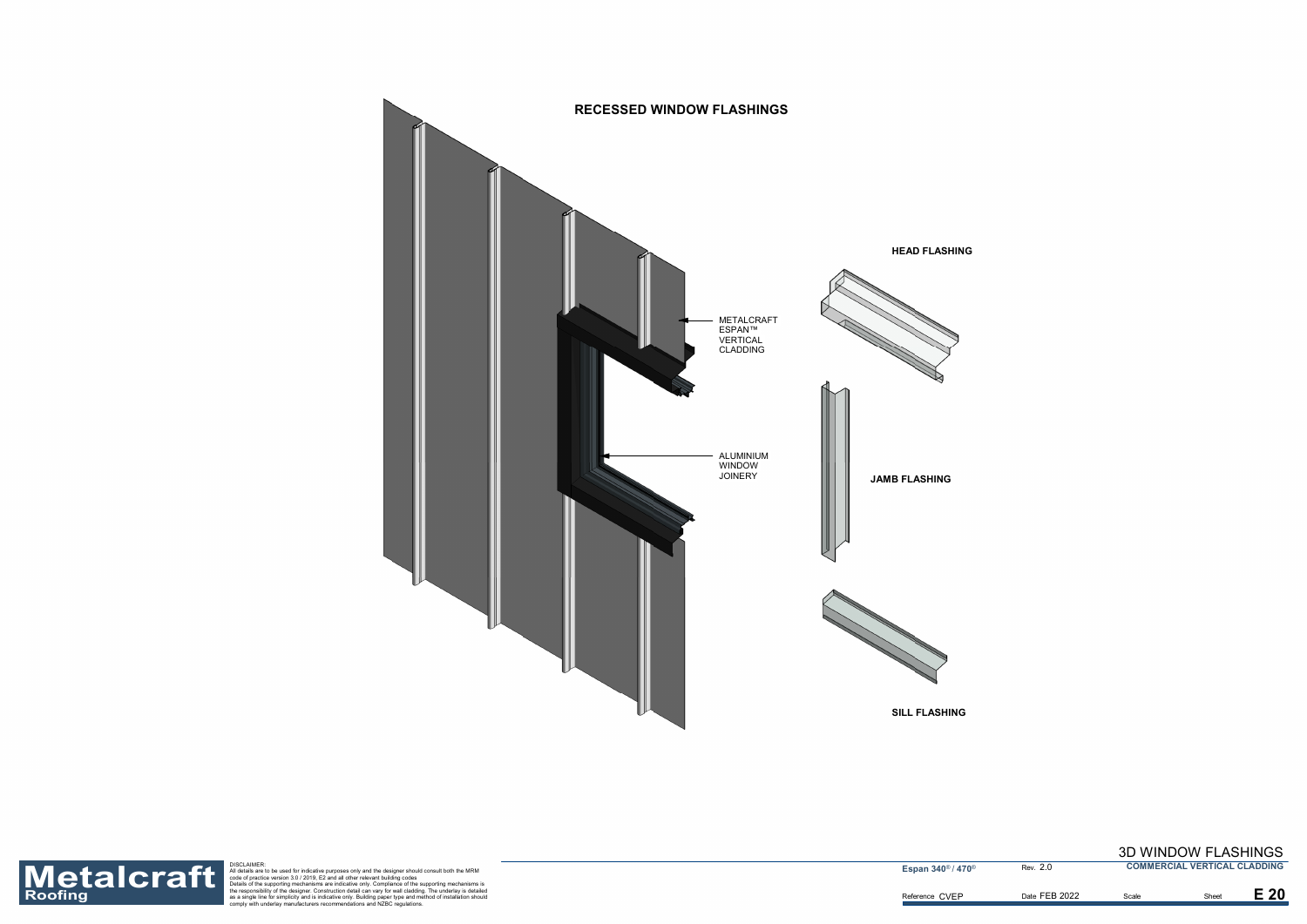# RECESSED WINDOW FLASHINGS

METALCRAFT ESPAN™ VERTICAL CLADDING

ALUMINIUM WINDOW JOINERY

HEAD FLASHING

JAMB FLASHING

SILL FLASHING

DISCLAIMER:
All details are to be used for indicative purposes only and the designer should consult both the MRM code of practice version 3.0 / 2019, E2 and all other relevant building codes
Details of the supporting mechanisms are indicative only. Compliance of the supporting mechanisms is the responsibility of the designer. Construction detail can vary for wall cladding. The underlay is detailed as a single line for simplicity and is indicative only. Building paper type and method of installation should comply with underlay manufacturers recommendations and NZBC regulations.

| 3D WINDOW FLASHINGS | | | | |
|---|---|---|---|---|
| Espan 340® / 470® | Rev. 2.0 | COMMERCIAL VERTICAL CLADDING | | |
| Reference CVEP | Date FEB 2022 | Scale | Sheet | E 20 |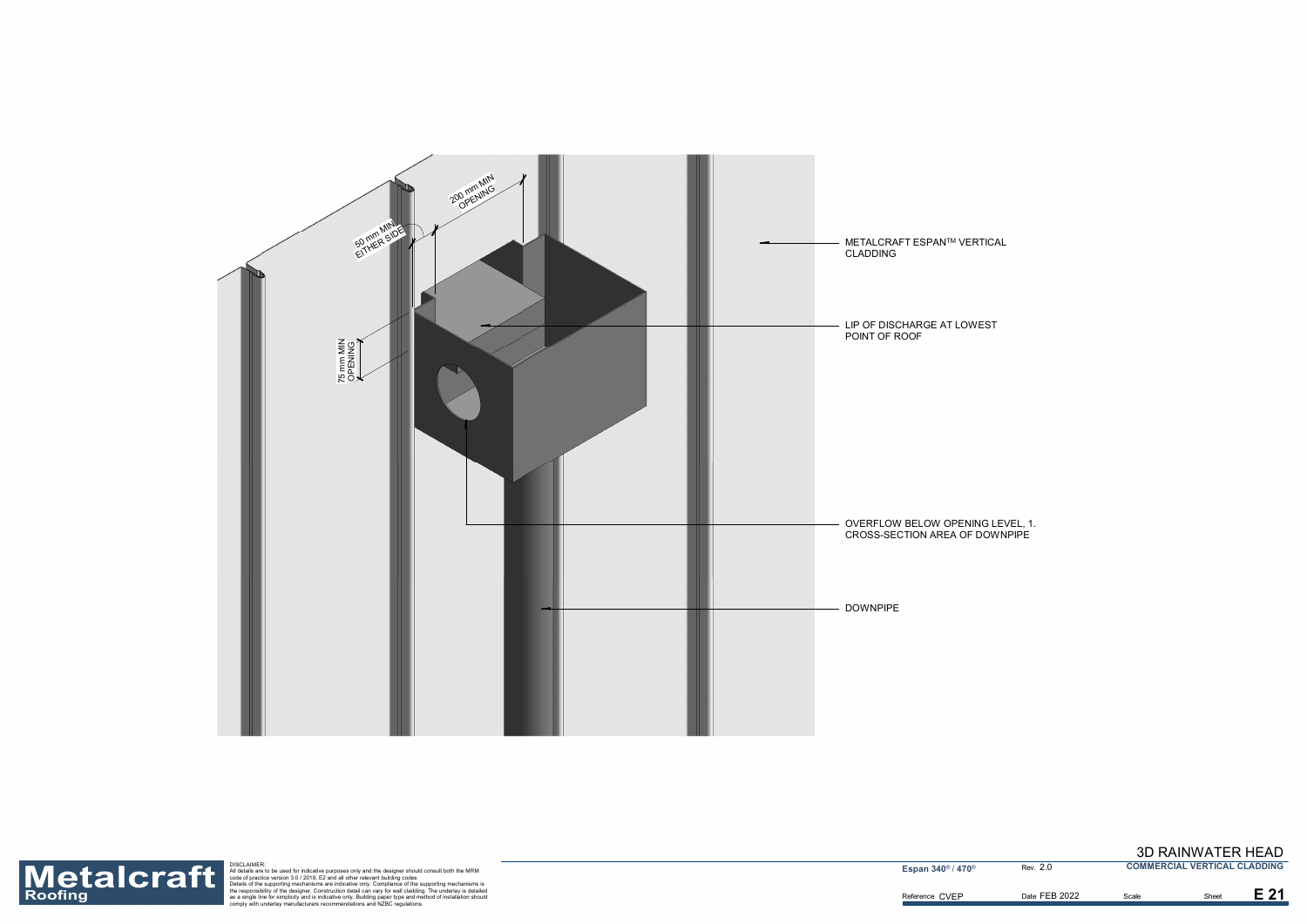200 mm MIN OPENING

50 mm MIN EITHER SIDE

75 mm MIN OPENING

METALCRAFT ESPAN™ VERTICAL CLADDING

LIP OF DISCHARGE AT LOWEST POINT OF ROOF

OVERFLOW BELOW OPENING LEVEL. 1. CROSS-SECTION AREA OF DOWNPIPE

DOWNPIPE

**Metalcraft Roofing**

DISCLAIMER:
All details are to be used for indicative purposes only and the designer should consult both the MRM code of practice version 3.0 / 2019, E2 and all other relevant building codes
Details of the supporting mechanisms are indicative only. Compliance of the supporting mechanisms is the responsibility of the designer. Construction detail can vary for wall cladding. The underlay is detailed as a single line for simplicity and is indicative only. Building paper type and method of installation should comply with underlay manufacturers recommendations and NZBC regulations.

# 3D RAINWATER HEAD

**Espan 340® / 470®** | Rev. 2.0 | **COMMERCIAL VERTICAL CLADDING**

Reference CVEP | Date FEB 2022 | Scale | Sheet **E 21**